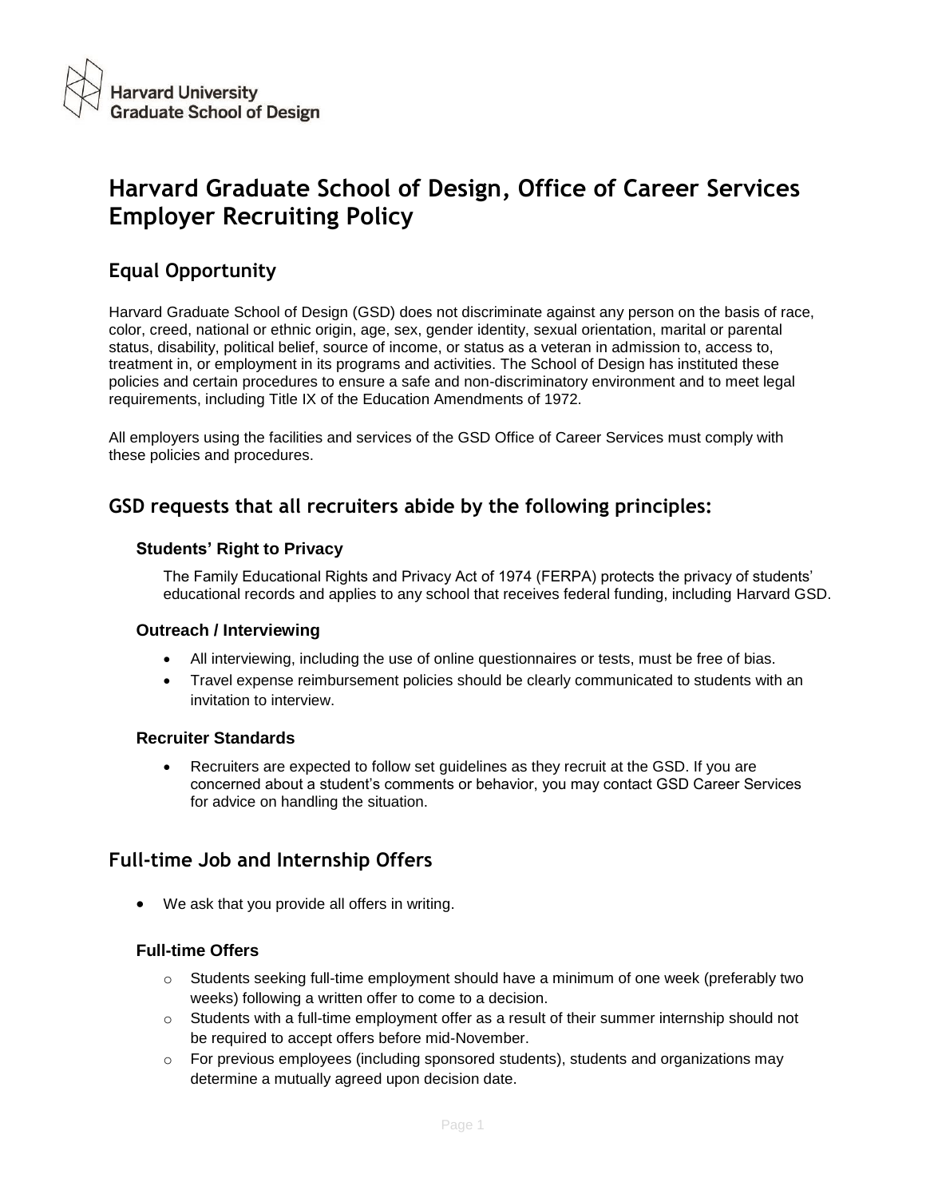Harvard University
Graduate School of Design

# Harvard Graduate School of Design, Office of Career Services Employer Recruiting Policy

## Equal Opportunity

Harvard Graduate School of Design (GSD) does not discriminate against any person on the basis of race, color, creed, national or ethnic origin, age, sex, gender identity, sexual orientation, marital or parental status, disability, political belief, source of income, or status as a veteran in admission to, access to, treatment in, or employment in its programs and activities. The School of Design has instituted these policies and certain procedures to ensure a safe and non-discriminatory environment and to meet legal requirements, including Title IX of the Education Amendments of 1972.

All employers using the facilities and services of the GSD Office of Career Services must comply with these policies and procedures.

## GSD requests that all recruiters abide by the following principles:

### Students' Right to Privacy

The Family Educational Rights and Privacy Act of 1974 (FERPA) protects the privacy of students' educational records and applies to any school that receives federal funding, including Harvard GSD.

### Outreach / Interviewing

- All interviewing, including the use of online questionnaires or tests, must be free of bias.
- Travel expense reimbursement policies should be clearly communicated to students with an invitation to interview.

### Recruiter Standards

- Recruiters are expected to follow set guidelines as they recruit at the GSD. If you are concerned about a student's comments or behavior, you may contact GSD Career Services for advice on handling the situation.

## Full-time Job and Internship Offers

- We ask that you provide all offers in writing.

### Full-time Offers

- Students seeking full-time employment should have a minimum of one week (preferably two weeks) following a written offer to come to a decision.
- Students with a full-time employment offer as a result of their summer internship should not be required to accept offers before mid-November.
- For previous employees (including sponsored students), students and organizations may determine a mutually agreed upon decision date.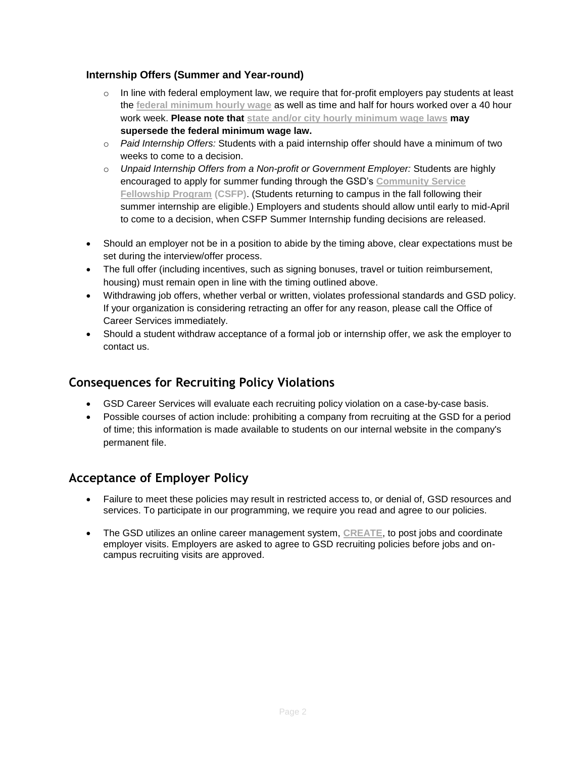### Internship Offers (Summer and Year-round)

- In line with federal employment law, we require that for-profit employers pay students at least the federal minimum hourly wage as well as time and half for hours worked over a 40 hour work week. **Please note that state and/or city hourly minimum wage laws may supersede the federal minimum wage law.**
- *Paid Internship Offers:* Students with a paid internship offer should have a minimum of two weeks to come to a decision.
- *Unpaid Internship Offers from a Non-profit or Government Employer:* Students are highly encouraged to apply for summer funding through the GSD's Community Service Fellowship Program (CSFP). (Students returning to campus in the fall following their summer internship are eligible.) Employers and students should allow until early to mid-April to come to a decision, when CSFP Summer Internship funding decisions are released.

- Should an employer not be in a position to abide by the timing above, clear expectations must be set during the interview/offer process.
- The full offer (including incentives, such as signing bonuses, travel or tuition reimbursement, housing) must remain open in line with the timing outlined above.
- Withdrawing job offers, whether verbal or written, violates professional standards and GSD policy. If your organization is considering retracting an offer for any reason, please call the Office of Career Services immediately.
- Should a student withdraw acceptance of a formal job or internship offer, we ask the employer to contact us.

## Consequences for Recruiting Policy Violations

- GSD Career Services will evaluate each recruiting policy violation on a case-by-case basis.
- Possible courses of action include: prohibiting a company from recruiting at the GSD for a period of time; this information is made available to students on our internal website in the company's permanent file.

## Acceptance of Employer Policy

- Failure to meet these policies may result in restricted access to, or denial of, GSD resources and services. To participate in our programming, we require you read and agree to our policies.

- The GSD utilizes an online career management system, CREATE, to post jobs and coordinate employer visits. Employers are asked to agree to GSD recruiting policies before jobs and on-campus recruiting visits are approved.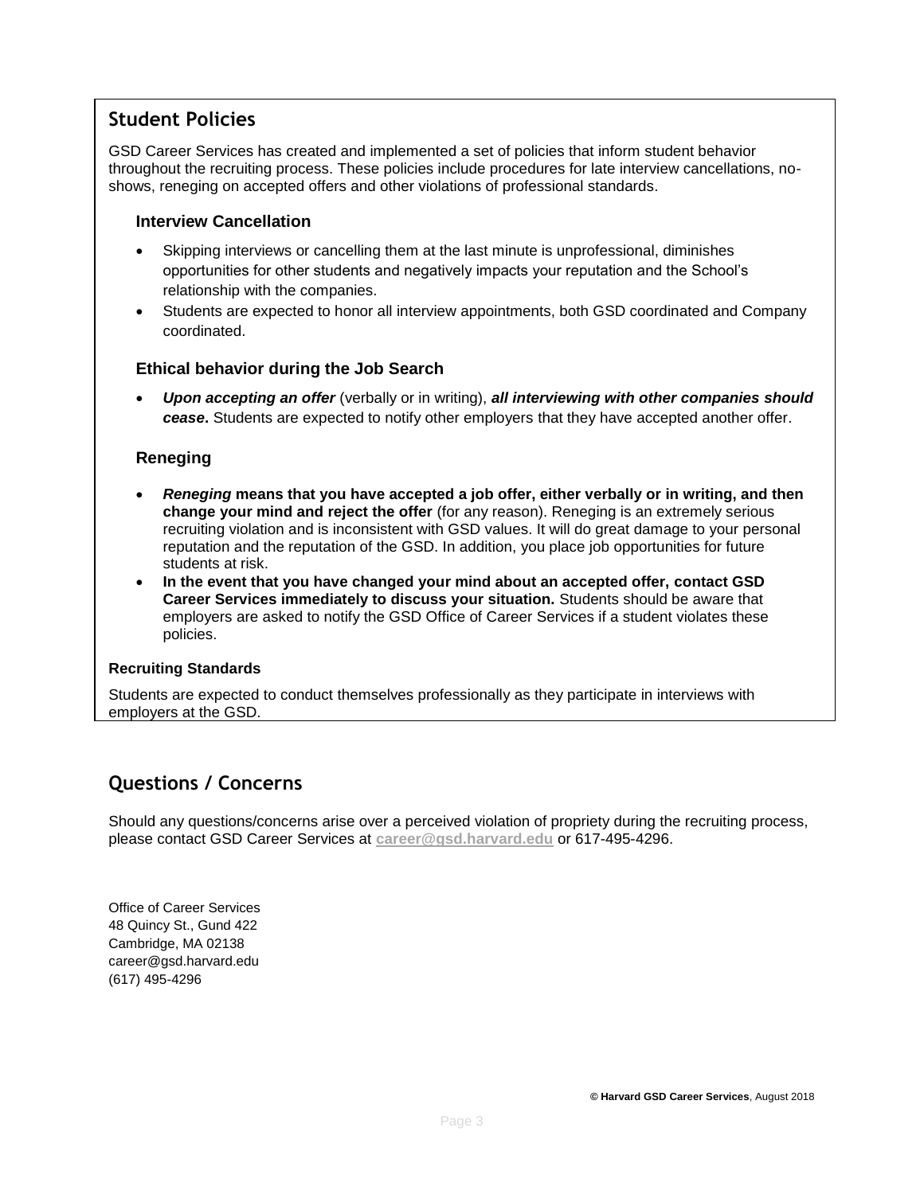## Student Policies

GSD Career Services has created and implemented a set of policies that inform student behavior throughout the recruiting process. These policies include procedures for late interview cancellations, no-shows, reneging on accepted offers and other violations of professional standards.

### Interview Cancellation

- Skipping interviews or cancelling them at the last minute is unprofessional, diminishes opportunities for other students and negatively impacts your reputation and the School's relationship with the companies.
- Students are expected to honor all interview appointments, both GSD coordinated and Company coordinated.

### Ethical behavior during the Job Search

- ***Upon accepting an offer*** (verbally or in writing), ***all interviewing with other companies should cease*.** Students are expected to notify other employers that they have accepted another offer.

### Reneging

- ***Reneging* means that you have accepted a job offer, either verbally or in writing, and then change your mind and reject the offer** (for any reason). Reneging is an extremely serious recruiting violation and is inconsistent with GSD values. It will do great damage to your personal reputation and the reputation of the GSD. In addition, you place job opportunities for future students at risk.
- **In the event that you have changed your mind about an accepted offer, contact GSD Career Services immediately to discuss your situation.** Students should be aware that employers are asked to notify the GSD Office of Career Services if a student violates these policies.

**Recruiting Standards**

Students are expected to conduct themselves professionally as they participate in interviews with employers at the GSD.

## Questions / Concerns

Should any questions/concerns arise over a perceived violation of propriety during the recruiting process, please contact GSD Career Services at **career@gsd.harvard.edu** or 617-495-4296.

Office of Career Services
48 Quincy St., Gund 422
Cambridge, MA 02138
career@gsd.harvard.edu
(617) 495-4296

**© Harvard GSD Career Services**, August 2018